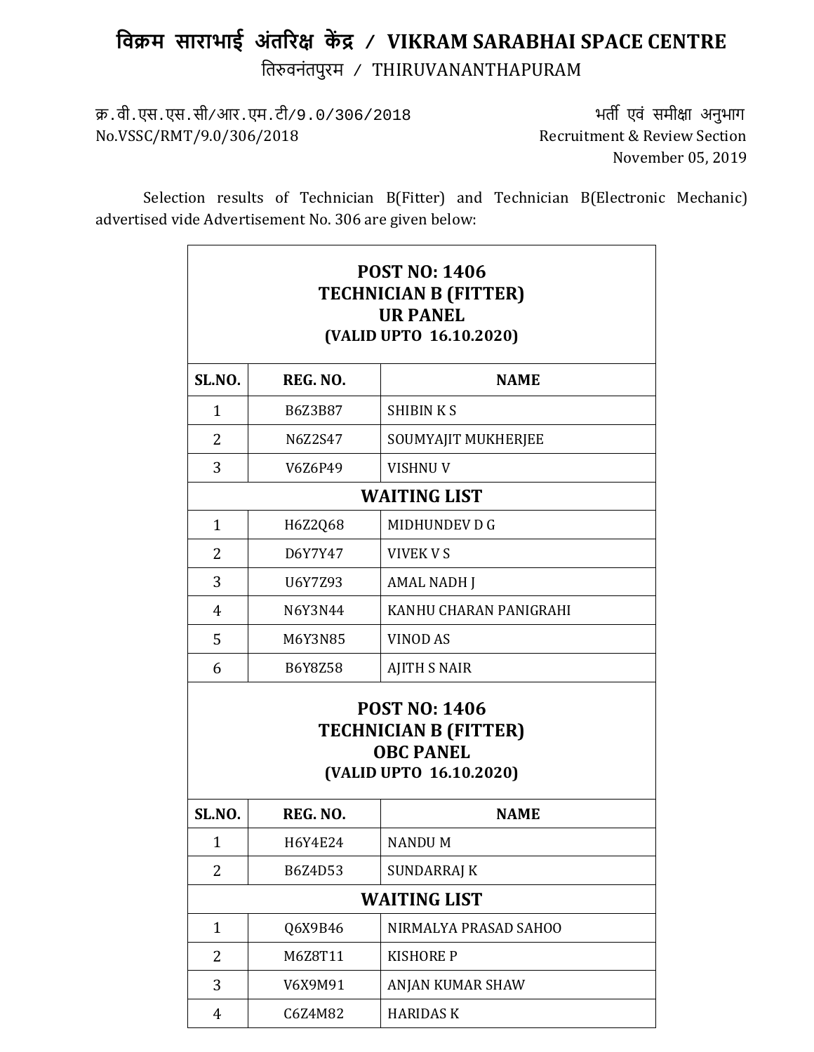# विक्रम साराभाई अंतरिक्ष केंद्र / VIKRAM SARABHAI SPACE CENTRE

तिरुवनंतपुरम / THIRUVANANTHAPURAM

क्र.वी.एस.एस.सी/आर.एम.टी/9.0/306/2018
No.VSSC/RMT/9.0/306/2018

भर्ती एवं समीक्षा अनुभाग
Recruitment & Review Section
November 05, 2019

Selection results of Technician B(Fitter) and Technician B(Electronic Mechanic) advertised vide Advertisement No. 306 are given below:

| **POST NO: 1406<br>TECHNICIAN B (FITTER)<br>UR PANEL<br>(VALID UPTO 16.10.2020)** | | |
|---|---|---|
| **SL.NO.** | **REG. NO.** | **NAME** |
| 1 | B6Z3B87 | SHIBIN K S |
| 2 | N6Z2S47 | SOUMYAJIT MUKHERJEE |
| 3 | V6Z6P49 | VISHNU V |
| **WAITING LIST** | | |
| 1 | H6Z2Q68 | MIDHUNDEV D G |
| 2 | D6Y7Y47 | VIVEK V S |
| 3 | U6Y7Z93 | AMAL NADH J |
| 4 | N6Y3N44 | KANHU CHARAN PANIGRAHI |
| 5 | M6Y3N85 | VINOD AS |
| 6 | B6Y8Z58 | AJITH S NAIR |

| **POST NO: 1406<br>TECHNICIAN B (FITTER)<br>OBC PANEL<br>(VALID UPTO 16.10.2020)** | | |
|---|---|---|
| **SL.NO.** | **REG. NO.** | **NAME** |
| 1 | H6Y4E24 | NANDU M |
| 2 | B6Z4D53 | SUNDARRAJ K |
| **WAITING LIST** | | |
| 1 | Q6X9B46 | NIRMALYA PRASAD SAHOO |
| 2 | M6Z8T11 | KISHORE P |
| 3 | V6X9M91 | ANJAN KUMAR SHAW |
| 4 | C6Z4M82 | HARIDAS K |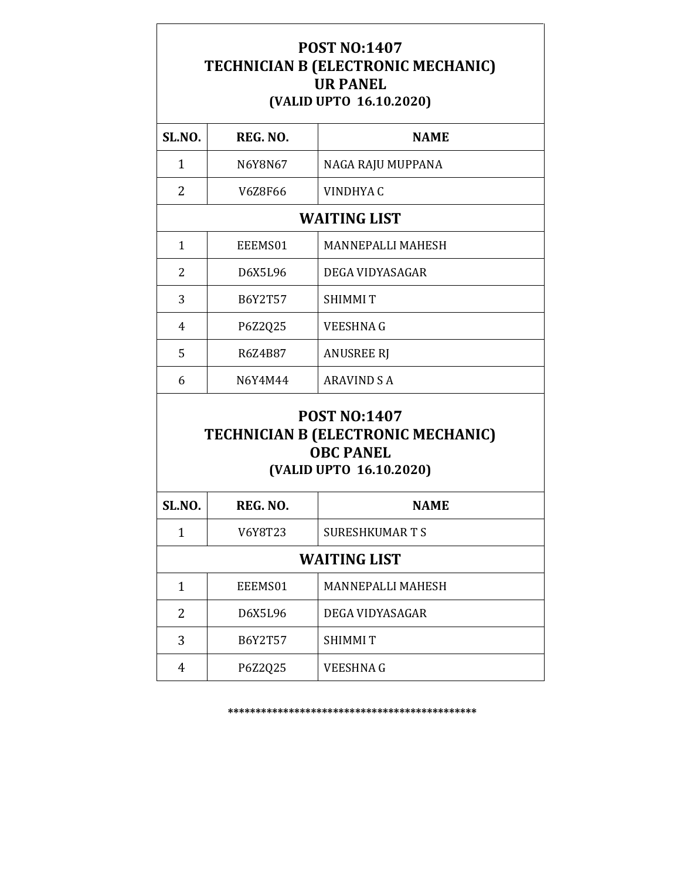## POST NO:1407
## TECHNICIAN B (ELECTRONIC MECHANIC)
## UR PANEL
### (VALID UPTO 16.10.2020)

| SL.NO. | REG. NO. | NAME |
|---|---|---|
| 1 | N6Y8N67 | NAGA RAJU MUPPANA |
| 2 | V6Z8F66 | VINDHYA C |
| **WAITING LIST** | | |
| 1 | EEEMS01 | MANNEPALLI MAHESH |
| 2 | D6X5L96 | DEGA VIDYASAGAR |
| 3 | B6Y2T57 | SHIMMI T |
| 4 | P6Z2Q25 | VEESHNA G |
| 5 | R6Z4B87 | ANUSREE RJ |
| 6 | N6Y4M44 | ARAVIND S A |

## POST NO:1407
## TECHNICIAN B (ELECTRONIC MECHANIC)
## OBC PANEL
### (VALID UPTO 16.10.2020)

| SL.NO. | REG. NO. | NAME |
|---|---|---|
| 1 | V6Y8T23 | SURESHKUMAR T S |
| **WAITING LIST** | | |
| 1 | EEEMS01 | MANNEPALLI MAHESH |
| 2 | D6X5L96 | DEGA VIDYASAGAR |
| 3 | B6Y2T57 | SHIMMI T |
| 4 | P6Z2Q25 | VEESHNA G |

*********************************************